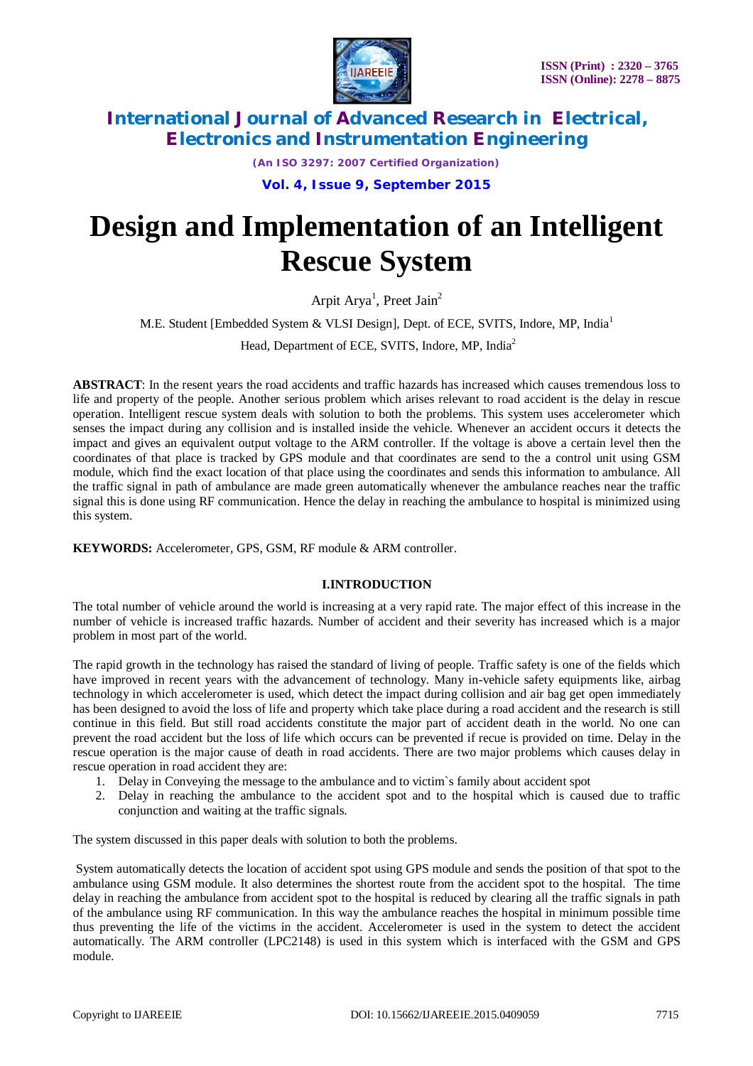# Design and Implementation of an Intelligent Rescue System

Arpit Arya[1], Preet Jain[2]

M.E. Student [Embedded System & VLSI Design], Dept. of ECE, SVITS, Indore, MP, India[1]

Head, Department of ECE, SVITS, Indore, MP, India[2]

**ABSTRACT**: In the resent years the road accidents and traffic hazards has increased which causes tremendous loss to life and property of the people. Another serious problem which arises relevant to road accident is the delay in rescue operation. Intelligent rescue system deals with solution to both the problems. This system uses accelerometer which senses the impact during any collision and is installed inside the vehicle. Whenever an accident occurs it detects the impact and gives an equivalent output voltage to the ARM controller. If the voltage is above a certain level then the coordinates of that place is tracked by GPS module and that coordinates are send to the a control unit using GSM module, which find the exact location of that place using the coordinates and sends this information to ambulance. All the traffic signal in path of ambulance are made green automatically whenever the ambulance reaches near the traffic signal this is done using RF communication. Hence the delay in reaching the ambulance to hospital is minimized using this system.

**KEYWORDS:** Accelerometer, GPS, GSM, RF module & ARM controller.

## I.INTRODUCTION

The total number of vehicle around the world is increasing at a very rapid rate. The major effect of this increase in the number of vehicle is increased traffic hazards. Number of accident and their severity has increased which is a major problem in most part of the world.

The rapid growth in the technology has raised the standard of living of people. Traffic safety is one of the fields which have improved in recent years with the advancement of technology. Many in-vehicle safety equipments like, airbag technology in which accelerometer is used, which detect the impact during collision and air bag get open immediately has been designed to avoid the loss of life and property which take place during a road accident and the research is still continue in this field. But still road accidents constitute the major part of accident death in the world. No one can prevent the road accident but the loss of life which occurs can be prevented if recue is provided on time. Delay in the rescue operation is the major cause of death in road accidents. There are two major problems which causes delay in rescue operation in road accident they are:

1. Delay in Conveying the message to the ambulance and to victim`s family about accident spot
2. Delay in reaching the ambulance to the accident spot and to the hospital which is caused due to traffic conjunction and waiting at the traffic signals.

The system discussed in this paper deals with solution to both the problems.

System automatically detects the location of accident spot using GPS module and sends the position of that spot to the ambulance using GSM module. It also determines the shortest route from the accident spot to the hospital. The time delay in reaching the ambulance from accident spot to the hospital is reduced by clearing all the traffic signals in path of the ambulance using RF communication. In this way the ambulance reaches the hospital in minimum possible time thus preventing the life of the victims in the accident. Accelerometer is used in the system to detect the accident automatically. The ARM controller (LPC2148) is used in this system which is interfaced with the GSM and GPS module.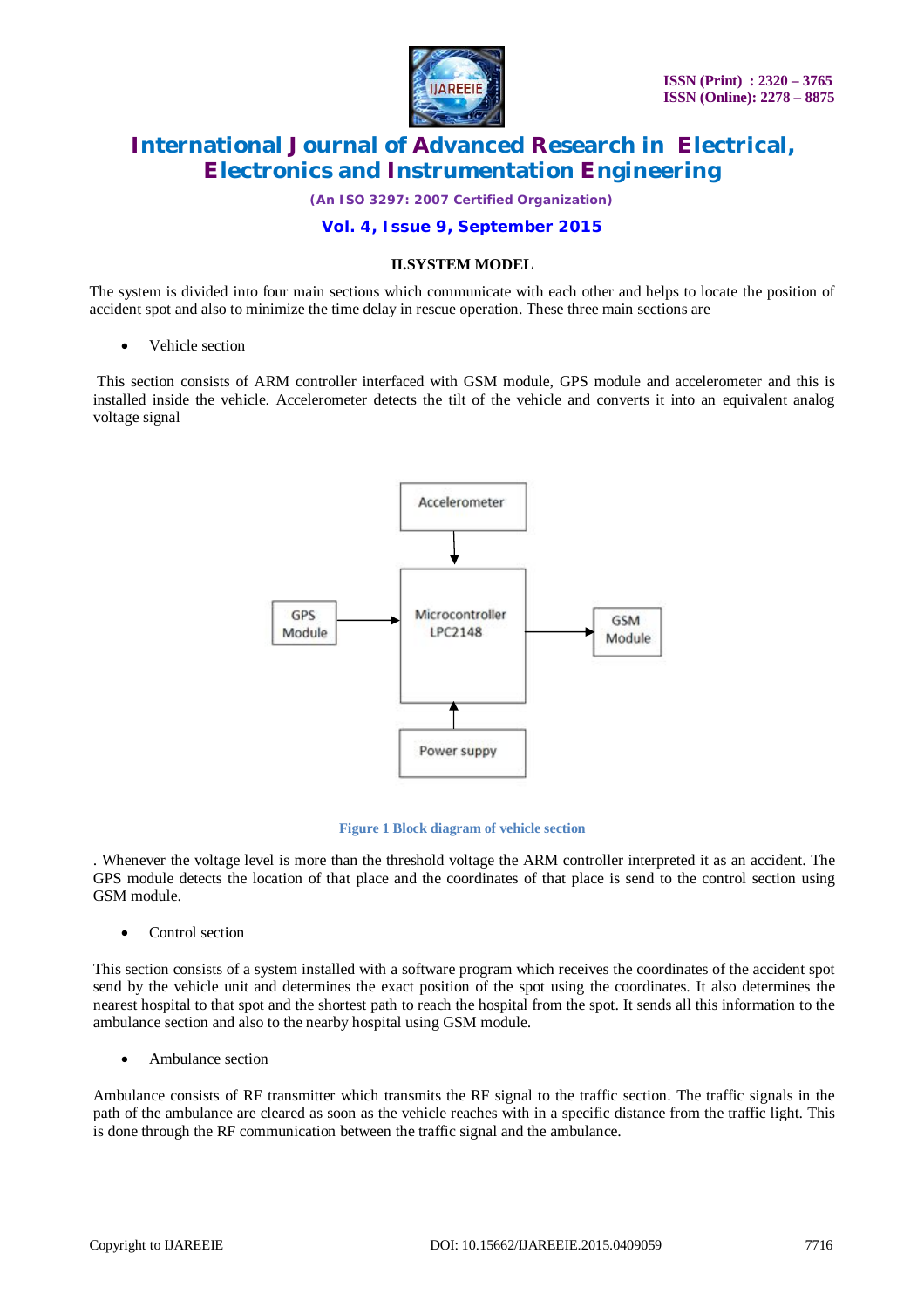## II.SYSTEM MODEL

The system is divided into four main sections which communicate with each other and helps to locate the position of accident spot and also to minimize the time delay in rescue operation. These three main sections are

- Vehicle section

This section consists of ARM controller interfaced with GSM module, GPS module and accelerometer and this is installed inside the vehicle. Accelerometer detects the tilt of the vehicle and converts it into an equivalent analog voltage signal

Figure 1 Block diagram of vehicle section

. Whenever the voltage level is more than the threshold voltage the ARM controller interpreted it as an accident. The GPS module detects the location of that place and the coordinates of that place is send to the control section using GSM module.

- Control section

This section consists of a system installed with a software program which receives the coordinates of the accident spot send by the vehicle unit and determines the exact position of the spot using the coordinates. It also determines the nearest hospital to that spot and the shortest path to reach the hospital from the spot. It sends all this information to the ambulance section and also to the nearby hospital using GSM module.

- Ambulance section

Ambulance consists of RF transmitter which transmits the RF signal to the traffic section. The traffic signals in the path of the ambulance are cleared as soon as the vehicle reaches with in a specific distance from the traffic light. This is done through the RF communication between the traffic signal and the ambulance.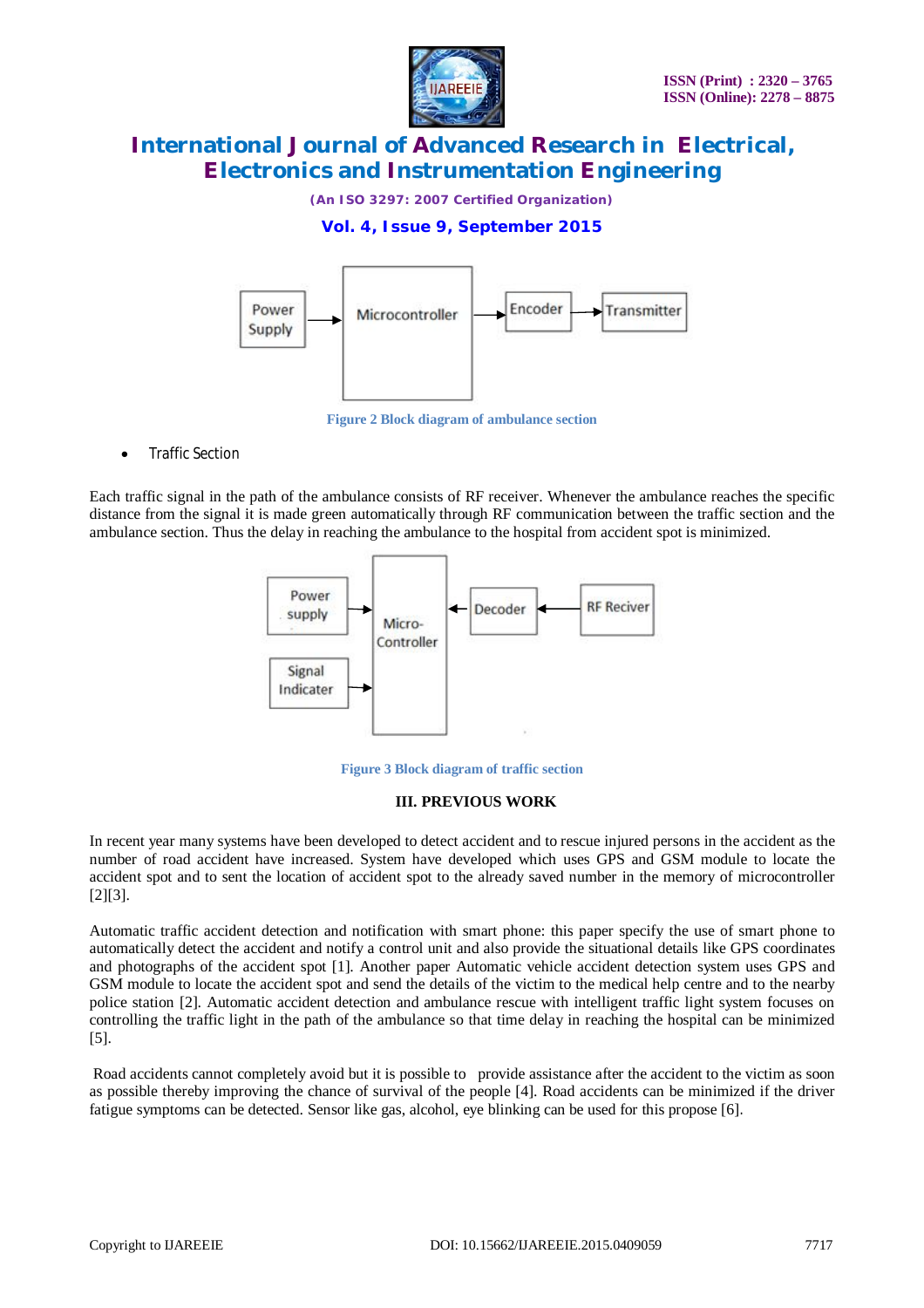Figure 2 Block diagram of ambulance section

- Traffic Section

Each traffic signal in the path of the ambulance consists of RF receiver. Whenever the ambulance reaches the specific distance from the signal it is made green automatically through RF communication between the traffic section and the ambulance section. Thus the delay in reaching the ambulance to the hospital from accident spot is minimized.

Figure 3 Block diagram of traffic section

## III. PREVIOUS WORK

In recent year many systems have been developed to detect accident and to rescue injured persons in the accident as the number of road accident have increased. System have developed which uses GPS and GSM module to locate the accident spot and to sent the location of accident spot to the already saved number in the memory of microcontroller [2][3].

Automatic traffic accident detection and notification with smart phone: this paper specify the use of smart phone to automatically detect the accident and notify a control unit and also provide the situational details like GPS coordinates and photographs of the accident spot [1]. Another paper Automatic vehicle accident detection system uses GPS and GSM module to locate the accident spot and send the details of the victim to the medical help centre and to the nearby police station [2]. Automatic accident detection and ambulance rescue with intelligent traffic light system focuses on controlling the traffic light in the path of the ambulance so that time delay in reaching the hospital can be minimized [5].

Road accidents cannot completely avoid but it is possible to provide assistance after the accident to the victim as soon as possible thereby improving the chance of survival of the people [4]. Road accidents can be minimized if the driver fatigue symptoms can be detected. Sensor like gas, alcohol, eye blinking can be used for this propose [6].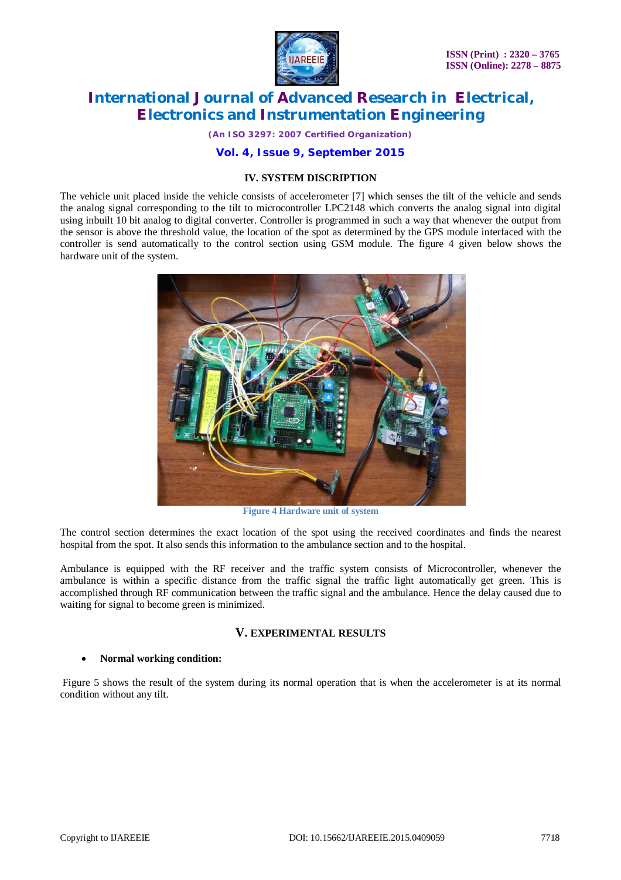## IV. SYSTEM DISCRIPTION

The vehicle unit placed inside the vehicle consists of accelerometer [7] which senses the tilt of the vehicle and sends the analog signal corresponding to the tilt to microcontroller LPC2148 which converts the analog signal into digital using inbuilt 10 bit analog to digital converter. Controller is programmed in such a way that whenever the output from the sensor is above the threshold value, the location of the spot as determined by the GPS module interfaced with the controller is send automatically to the control section using GSM module. The figure 4 given below shows the hardware unit of the system.

Figure 4 Hardware unit of system

The control section determines the exact location of the spot using the received coordinates and finds the nearest hospital from the spot. It also sends this information to the ambulance section and to the hospital.

Ambulance is equipped with the RF receiver and the traffic system consists of Microcontroller, whenever the ambulance is within a specific distance from the traffic signal the traffic light automatically get green. This is accomplished through RF communication between the traffic signal and the ambulance. Hence the delay caused due to waiting for signal to become green is minimized.

## V. EXPERIMENTAL RESULTS

- **Normal working condition:**

Figure 5 shows the result of the system during its normal operation that is when the accelerometer is at its normal condition without any tilt.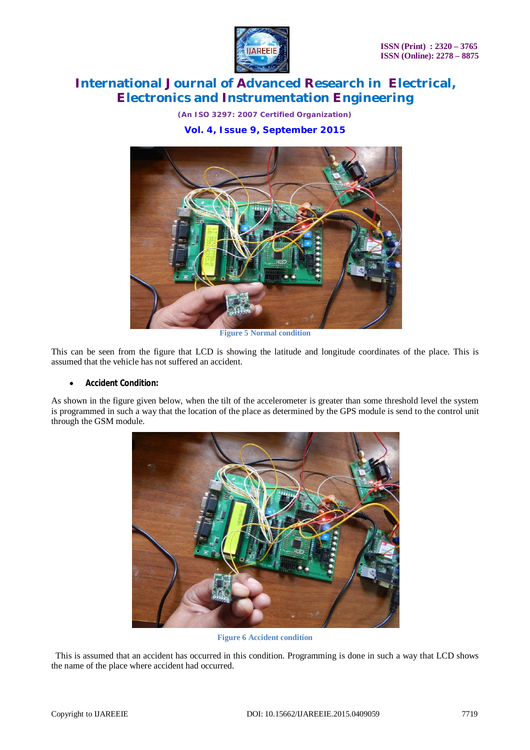Figure 5 Normal condition

This can be seen from the figure that LCD is showing the latitude and longitude coordinates of the place. This is assumed that the vehicle has not suffered an accident.

- **Accident Condition:**

As shown in the figure given below, when the tilt of the accelerometer is greater than some threshold level the system is programmed in such a way that the location of the place as determined by the GPS module is send to the control unit through the GSM module.

Figure 6 Accident condition

This is assumed that an accident has occurred in this condition. Programming is done in such a way that LCD shows the name of the place where accident had occurred.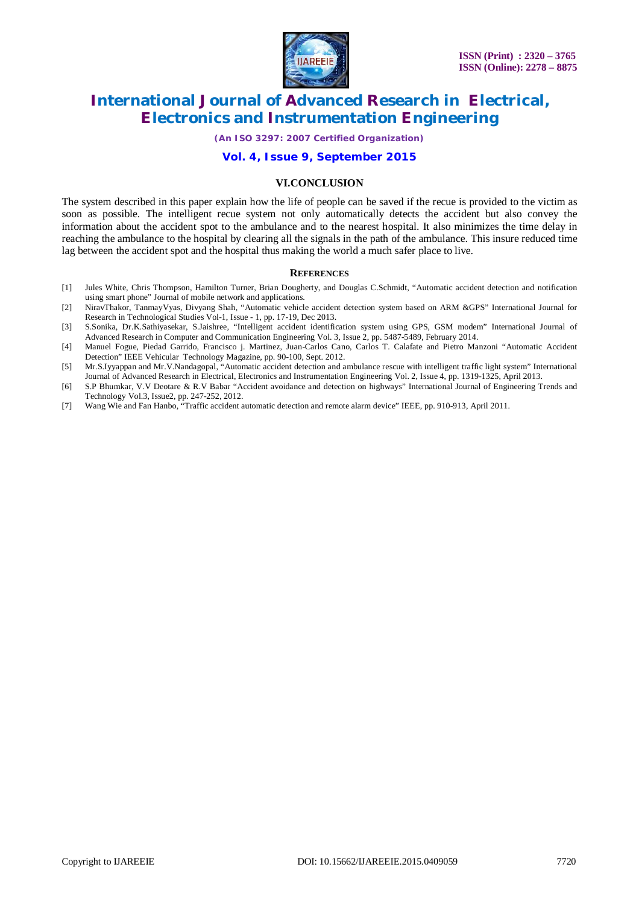## VI.CONCLUSION

The system described in this paper explain how the life of people can be saved if the recue is provided to the victim as soon as possible. The intelligent recue system not only automatically detects the accident but also convey the information about the accident spot to the ambulance and to the nearest hospital. It also minimizes the time delay in reaching the ambulance to the hospital by clearing all the signals in the path of the ambulance. This insure reduced time lag between the accident spot and the hospital thus making the world a much safer place to live.

## REFERENCES

[1] Jules White, Chris Thompson, Hamilton Turner, Brian Dougherty, and Douglas C.Schmidt, "Automatic accident detection and notification using smart phone" Journal of mobile network and applications.

[2] NiravThakor, TanmayVyas, Divyang Shah, "Automatic vehicle accident detection system based on ARM &GPS" International Journal for Research in Technological Studies Vol-1, Issue - 1, pp. 17-19, Dec 2013.

[3] S.Sonika, Dr.K.Sathiyasekar, S.Jaishree, "Intelligent accident identification system using GPS, GSM modem" International Journal of Advanced Research in Computer and Communication Engineering Vol. 3, Issue 2, pp. 5487-5489, February 2014.

[4] Manuel Fogue, Piedad Garrido, Francisco j. Martinez, Juan-Carlos Cano, Carlos T. Calafate and Pietro Manzoni "Automatic Accident Detection" IEEE Vehicular Technology Magazine, pp. 90-100, Sept. 2012.

[5] Mr.S.Iyyappan and Mr.V.Nandagopal, "Automatic accident detection and ambulance rescue with intelligent traffic light system" International Journal of Advanced Research in Electrical, Electronics and Instrumentation Engineering Vol. 2, Issue 4, pp. 1319-1325, April 2013.

[6] S.P Bhumkar, V.V Deotare & R.V Babar "Accident avoidance and detection on highways" International Journal of Engineering Trends and Technology Vol.3, Issue2, pp. 247-252, 2012.

[7] Wang Wie and Fan Hanbo, "Traffic accident automatic detection and remote alarm device" IEEE, pp. 910-913, April 2011.